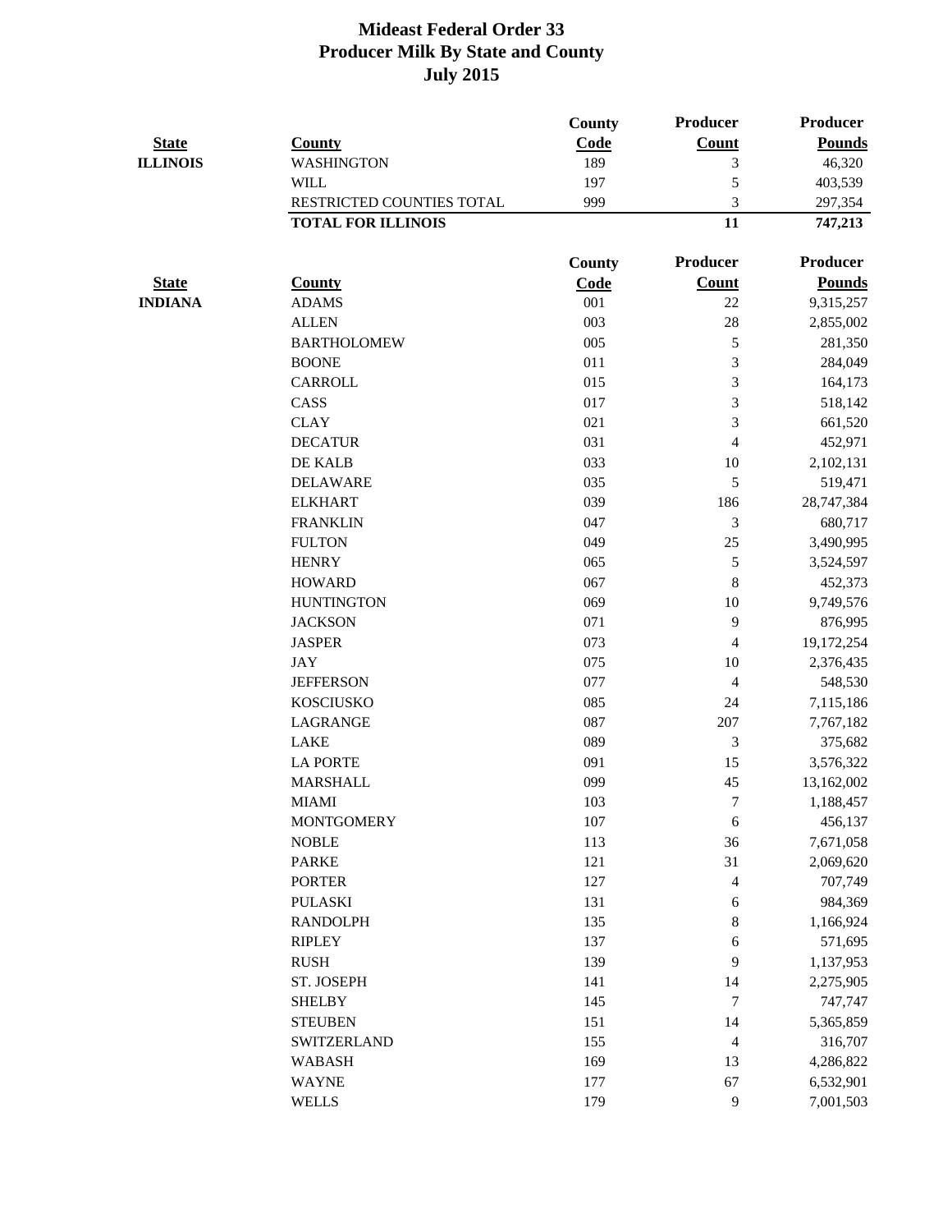# Mideast Federal Order 33
## Producer Milk By State and County
## July 2015

| State | County | County Code | Producer Count | Producer Pounds |
|---|---|---|---|---|
| **ILLINOIS** | WASHINGTON | 189 | 3 | 46,320 |
| | WILL | 197 | 5 | 403,539 |
| | RESTRICTED COUNTIES TOTAL | 999 | 3 | 297,354 |
| | **TOTAL FOR ILLINOIS** | | **11** | **747,213** |

| State | County | County Code | Producer Count | Producer Pounds |
|---|---|---|---|---|
| **INDIANA** | ADAMS | 001 | 22 | 9,315,257 |
| | ALLEN | 003 | 28 | 2,855,002 |
| | BARTHOLOMEW | 005 | 5 | 281,350 |
| | BOONE | 011 | 3 | 284,049 |
| | CARROLL | 015 | 3 | 164,173 |
| | CASS | 017 | 3 | 518,142 |
| | CLAY | 021 | 3 | 661,520 |
| | DECATUR | 031 | 4 | 452,971 |
| | DE KALB | 033 | 10 | 2,102,131 |
| | DELAWARE | 035 | 5 | 519,471 |
| | ELKHART | 039 | 186 | 28,747,384 |
| | FRANKLIN | 047 | 3 | 680,717 |
| | FULTON | 049 | 25 | 3,490,995 |
| | HENRY | 065 | 5 | 3,524,597 |
| | HOWARD | 067 | 8 | 452,373 |
| | HUNTINGTON | 069 | 10 | 9,749,576 |
| | JACKSON | 071 | 9 | 876,995 |
| | JASPER | 073 | 4 | 19,172,254 |
| | JAY | 075 | 10 | 2,376,435 |
| | JEFFERSON | 077 | 4 | 548,530 |
| | KOSCIUSKO | 085 | 24 | 7,115,186 |
| | LAGRANGE | 087 | 207 | 7,767,182 |
| | LAKE | 089 | 3 | 375,682 |
| | LA PORTE | 091 | 15 | 3,576,322 |
| | MARSHALL | 099 | 45 | 13,162,002 |
| | MIAMI | 103 | 7 | 1,188,457 |
| | MONTGOMERY | 107 | 6 | 456,137 |
| | NOBLE | 113 | 36 | 7,671,058 |
| | PARKE | 121 | 31 | 2,069,620 |
| | PORTER | 127 | 4 | 707,749 |
| | PULASKI | 131 | 6 | 984,369 |
| | RANDOLPH | 135 | 8 | 1,166,924 |
| | RIPLEY | 137 | 6 | 571,695 |
| | RUSH | 139 | 9 | 1,137,953 |
| | ST. JOSEPH | 141 | 14 | 2,275,905 |
| | SHELBY | 145 | 7 | 747,747 |
| | STEUBEN | 151 | 14 | 5,365,859 |
| | SWITZERLAND | 155 | 4 | 316,707 |
| | WABASH | 169 | 13 | 4,286,822 |
| | WAYNE | 177 | 67 | 6,532,901 |
| | WELLS | 179 | 9 | 7,001,503 |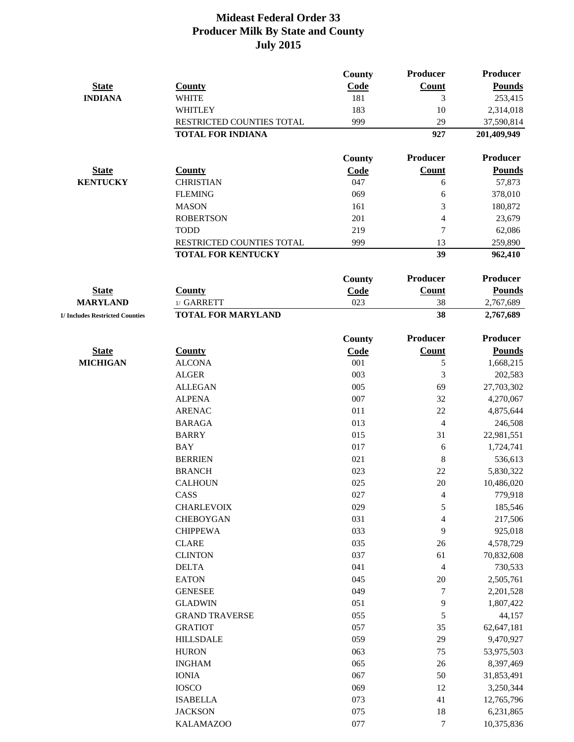# Mideast Federal Order 33
## Producer Milk By State and County
## July 2015

| State | County | County Code | Producer Count | Producer Pounds |
|---|---|---|---|---|
| **INDIANA** | WHITE | 181 | 3 | 253,415 |
| | WHITLEY | 183 | 10 | 2,314,018 |
| | RESTRICTED COUNTIES TOTAL | 999 | 29 | 37,590,814 |
| | **TOTAL FOR INDIANA** | | **927** | **201,409,949** |

| State | County | County Code | Producer Count | Producer Pounds |
|---|---|---|---|---|
| **KENTUCKY** | CHRISTIAN | 047 | 6 | 57,873 |
| | FLEMING | 069 | 6 | 378,010 |
| | MASON | 161 | 3 | 180,872 |
| | ROBERTSON | 201 | 4 | 23,679 |
| | TODD | 219 | 7 | 62,086 |
| | RESTRICTED COUNTIES TOTAL | 999 | 13 | 259,890 |
| | **TOTAL FOR KENTUCKY** | | **39** | **962,410** |

| State | County | County Code | Producer Count | Producer Pounds |
|---|---|---|---|---|
| **MARYLAND** | 1/ GARRETT | 023 | 38 | 2,767,689 |
| **1/ Includes Restricted Counties** | **TOTAL FOR MARYLAND** | | **38** | **2,767,689** |

| State | County | County Code | Producer Count | Producer Pounds |
|---|---|---|---|---|
| **MICHIGAN** | ALCONA | 001 | 5 | 1,668,215 |
| | ALGER | 003 | 3 | 202,583 |
| | ALLEGAN | 005 | 69 | 27,703,302 |
| | ALPENA | 007 | 32 | 4,270,067 |
| | ARENAC | 011 | 22 | 4,875,644 |
| | BARAGA | 013 | 4 | 246,508 |
| | BARRY | 015 | 31 | 22,981,551 |
| | BAY | 017 | 6 | 1,724,741 |
| | BERRIEN | 021 | 8 | 536,613 |
| | BRANCH | 023 | 22 | 5,830,322 |
| | CALHOUN | 025 | 20 | 10,486,020 |
| | CASS | 027 | 4 | 779,918 |
| | CHARLEVOIX | 029 | 5 | 185,546 |
| | CHEBOYGAN | 031 | 4 | 217,506 |
| | CHIPPEWA | 033 | 9 | 925,018 |
| | CLARE | 035 | 26 | 4,578,729 |
| | CLINTON | 037 | 61 | 70,832,608 |
| | DELTA | 041 | 4 | 730,533 |
| | EATON | 045 | 20 | 2,505,761 |
| | GENESEE | 049 | 7 | 2,201,528 |
| | GLADWIN | 051 | 9 | 1,807,422 |
| | GRAND TRAVERSE | 055 | 5 | 44,157 |
| | GRATIOT | 057 | 35 | 62,647,181 |
| | HILLSDALE | 059 | 29 | 9,470,927 |
| | HURON | 063 | 75 | 53,975,503 |
| | INGHAM | 065 | 26 | 8,397,469 |
| | IONIA | 067 | 50 | 31,853,491 |
| | IOSCO | 069 | 12 | 3,250,344 |
| | ISABELLA | 073 | 41 | 12,765,796 |
| | JACKSON | 075 | 18 | 6,231,865 |
| | KALAMAZOO | 077 | 7 | 10,375,836 |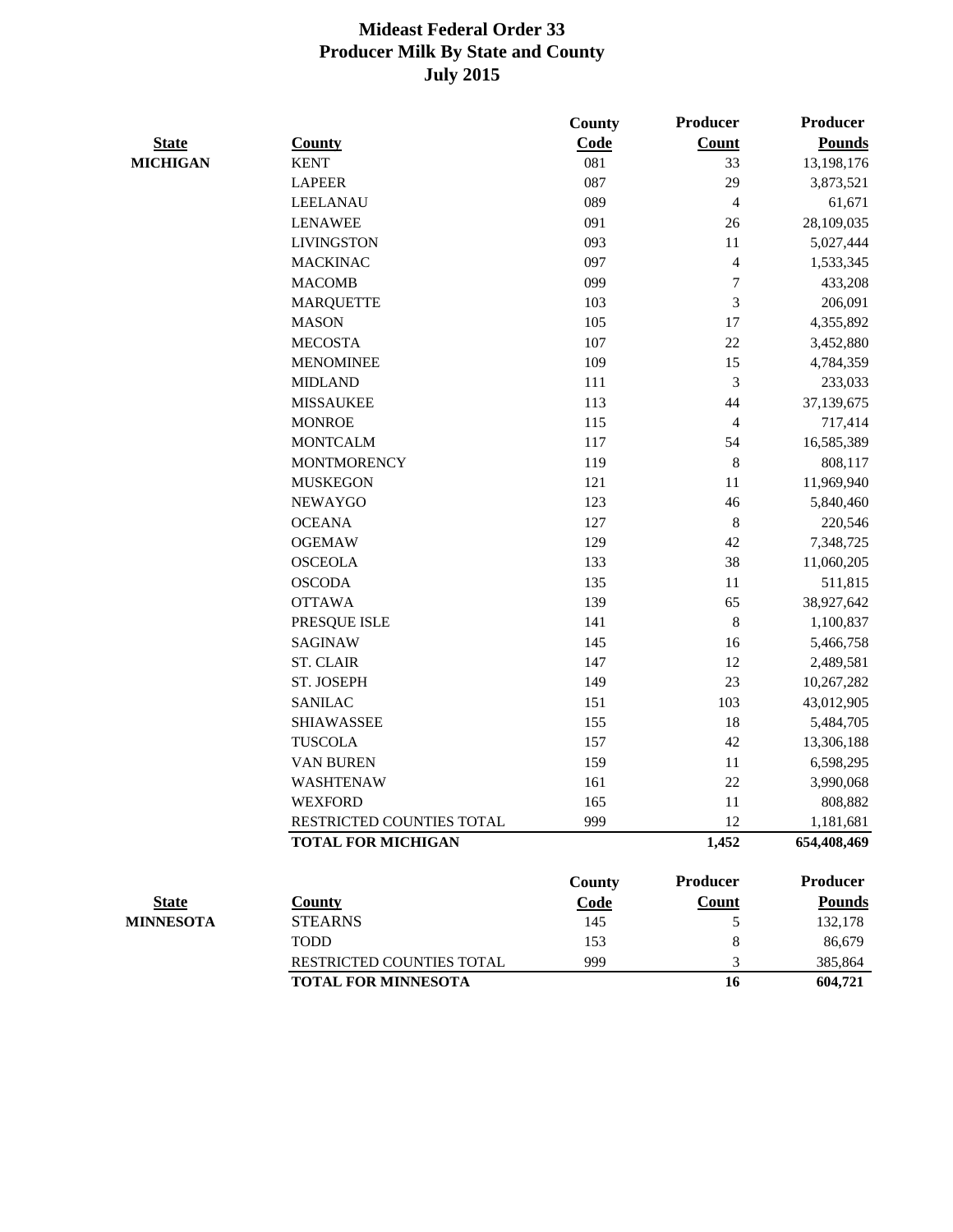# Mideast Federal Order 33
## Producer Milk By State and County
### July 2015

| State | County | County Code | Producer Count | Producer Pounds |
|---|---|---|---|---|
| MICHIGAN | KENT | 081 | 33 | 13,198,176 |
| | LAPEER | 087 | 29 | 3,873,521 |
| | LEELANAU | 089 | 4 | 61,671 |
| | LENAWEE | 091 | 26 | 28,109,035 |
| | LIVINGSTON | 093 | 11 | 5,027,444 |
| | MACKINAC | 097 | 4 | 1,533,345 |
| | MACOMB | 099 | 7 | 433,208 |
| | MARQUETTE | 103 | 3 | 206,091 |
| | MASON | 105 | 17 | 4,355,892 |
| | MECOSTA | 107 | 22 | 3,452,880 |
| | MENOMINEE | 109 | 15 | 4,784,359 |
| | MIDLAND | 111 | 3 | 233,033 |
| | MISSAUKEE | 113 | 44 | 37,139,675 |
| | MONROE | 115 | 4 | 717,414 |
| | MONTCALM | 117 | 54 | 16,585,389 |
| | MONTMORENCY | 119 | 8 | 808,117 |
| | MUSKEGON | 121 | 11 | 11,969,940 |
| | NEWAYGO | 123 | 46 | 5,840,460 |
| | OCEANA | 127 | 8 | 220,546 |
| | OGEMAW | 129 | 42 | 7,348,725 |
| | OSCEOLA | 133 | 38 | 11,060,205 |
| | OSCODA | 135 | 11 | 511,815 |
| | OTTAWA | 139 | 65 | 38,927,642 |
| | PRESQUE ISLE | 141 | 8 | 1,100,837 |
| | SAGINAW | 145 | 16 | 5,466,758 |
| | ST. CLAIR | 147 | 12 | 2,489,581 |
| | ST. JOSEPH | 149 | 23 | 10,267,282 |
| | SANILAC | 151 | 103 | 43,012,905 |
| | SHIAWASSEE | 155 | 18 | 5,484,705 |
| | TUSCOLA | 157 | 42 | 13,306,188 |
| | VAN BUREN | 159 | 11 | 6,598,295 |
| | WASHTENAW | 161 | 22 | 3,990,068 |
| | WEXFORD | 165 | 11 | 808,882 |
| | RESTRICTED COUNTIES TOTAL | 999 | 12 | 1,181,681 |
| | **TOTAL FOR MICHIGAN** | | **1,452** | **654,408,469** |

| State | County | County Code | Producer Count | Producer Pounds |
|---|---|---|---|---|
| MINNESOTA | STEARNS | 145 | 5 | 132,178 |
| | TODD | 153 | 8 | 86,679 |
| | RESTRICTED COUNTIES TOTAL | 999 | 3 | 385,864 |
| | **TOTAL FOR MINNESOTA** | | **16** | **604,721** |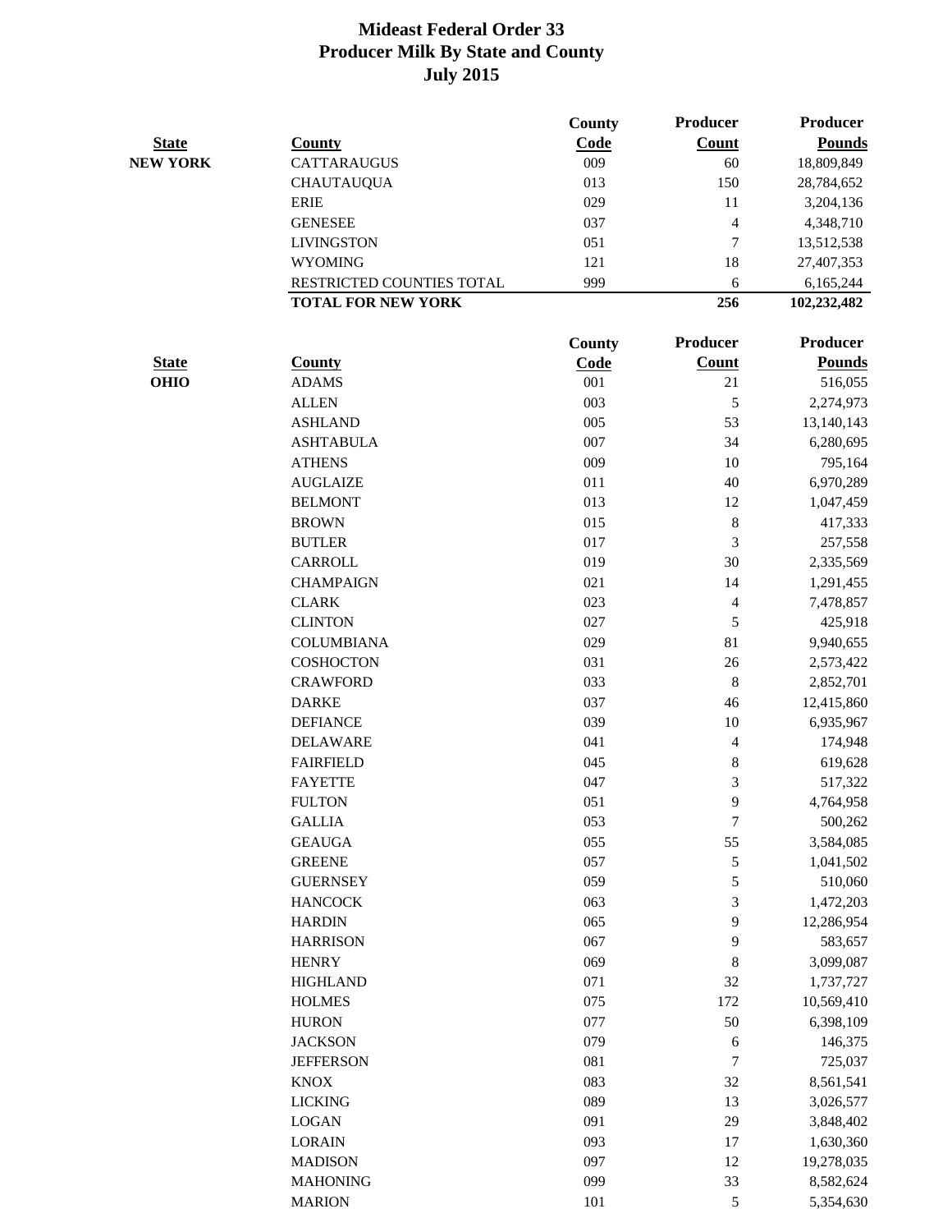# Mideast Federal Order 33
## Producer Milk By State and County
## July 2015

| State | County | County Code | Producer Count | Producer Pounds |
|---|---|---|---|---|
| NEW YORK | CATTARAUGUS | 009 | 60 | 18,809,849 |
| | CHAUTAUQUA | 013 | 150 | 28,784,652 |
| | ERIE | 029 | 11 | 3,204,136 |
| | GENESEE | 037 | 4 | 4,348,710 |
| | LIVINGSTON | 051 | 7 | 13,512,538 |
| | WYOMING | 121 | 18 | 27,407,353 |
| | RESTRICTED COUNTIES TOTAL | 999 | 6 | 6,165,244 |
| | **TOTAL FOR NEW YORK** | | **256** | **102,232,482** |

| State | County | County Code | Producer Count | Producer Pounds |
|---|---|---|---|---|
| OHIO | ADAMS | 001 | 21 | 516,055 |
| | ALLEN | 003 | 5 | 2,274,973 |
| | ASHLAND | 005 | 53 | 13,140,143 |
| | ASHTABULA | 007 | 34 | 6,280,695 |
| | ATHENS | 009 | 10 | 795,164 |
| | AUGLAIZE | 011 | 40 | 6,970,289 |
| | BELMONT | 013 | 12 | 1,047,459 |
| | BROWN | 015 | 8 | 417,333 |
| | BUTLER | 017 | 3 | 257,558 |
| | CARROLL | 019 | 30 | 2,335,569 |
| | CHAMPAIGN | 021 | 14 | 1,291,455 |
| | CLARK | 023 | 4 | 7,478,857 |
| | CLINTON | 027 | 5 | 425,918 |
| | COLUMBIANA | 029 | 81 | 9,940,655 |
| | COSHOCTON | 031 | 26 | 2,573,422 |
| | CRAWFORD | 033 | 8 | 2,852,701 |
| | DARKE | 037 | 46 | 12,415,860 |
| | DEFIANCE | 039 | 10 | 6,935,967 |
| | DELAWARE | 041 | 4 | 174,948 |
| | FAIRFIELD | 045 | 8 | 619,628 |
| | FAYETTE | 047 | 3 | 517,322 |
| | FULTON | 051 | 9 | 4,764,958 |
| | GALLIA | 053 | 7 | 500,262 |
| | GEAUGA | 055 | 55 | 3,584,085 |
| | GREENE | 057 | 5 | 1,041,502 |
| | GUERNSEY | 059 | 5 | 510,060 |
| | HANCOCK | 063 | 3 | 1,472,203 |
| | HARDIN | 065 | 9 | 12,286,954 |
| | HARRISON | 067 | 9 | 583,657 |
| | HENRY | 069 | 8 | 3,099,087 |
| | HIGHLAND | 071 | 32 | 1,737,727 |
| | HOLMES | 075 | 172 | 10,569,410 |
| | HURON | 077 | 50 | 6,398,109 |
| | JACKSON | 079 | 6 | 146,375 |
| | JEFFERSON | 081 | 7 | 725,037 |
| | KNOX | 083 | 32 | 8,561,541 |
| | LICKING | 089 | 13 | 3,026,577 |
| | LOGAN | 091 | 29 | 3,848,402 |
| | LORAIN | 093 | 17 | 1,630,360 |
| | MADISON | 097 | 12 | 19,278,035 |
| | MAHONING | 099 | 33 | 8,582,624 |
| | MARION | 101 | 5 | 5,354,630 |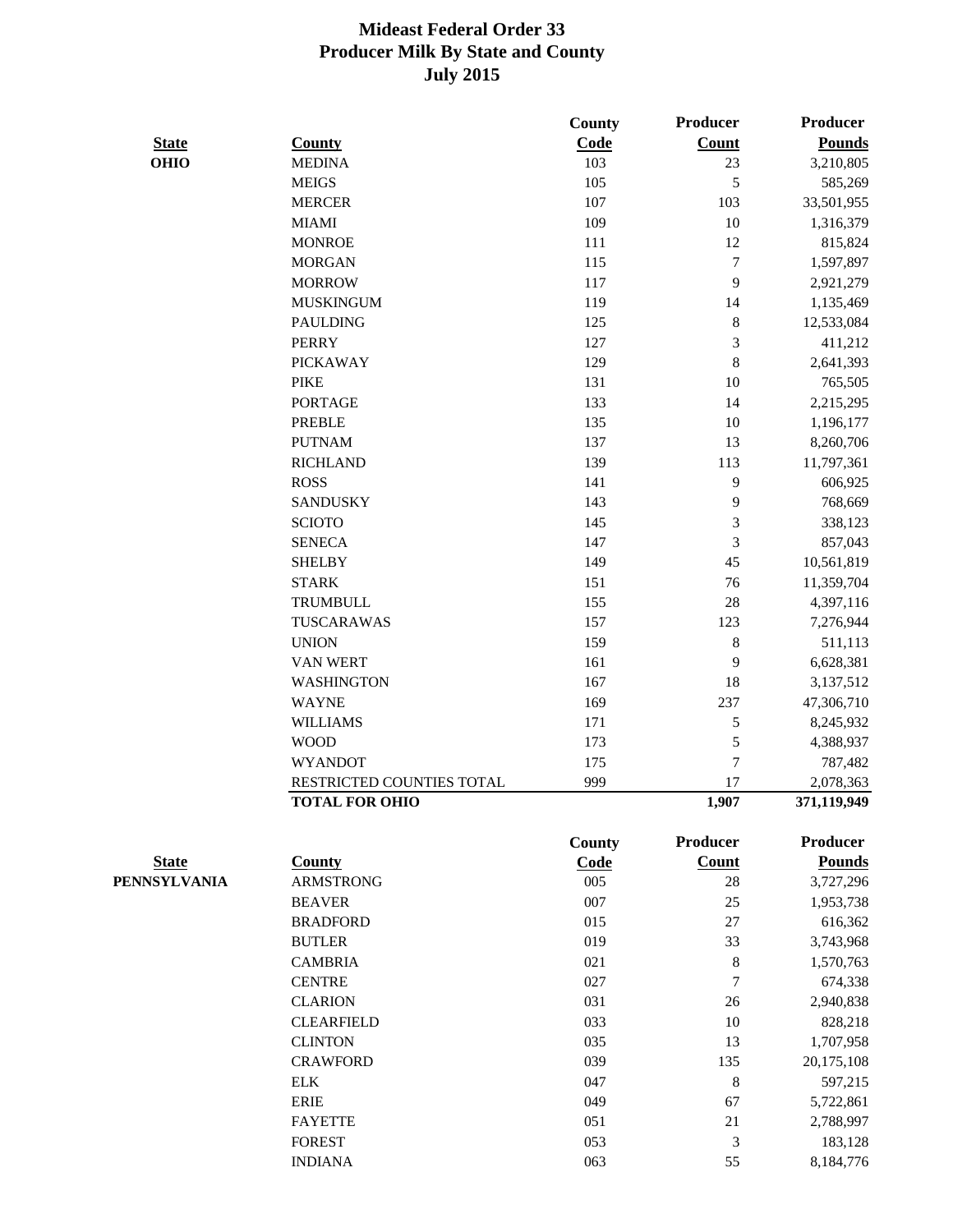# Mideast Federal Order 33
# Producer Milk By State and County
# July 2015

| State | County | County Code | Producer Count | Producer Pounds |
|---|---|---|---|---|
| **OHIO** | MEDINA | 103 | 23 | 3,210,805 |
| | MEIGS | 105 | 5 | 585,269 |
| | MERCER | 107 | 103 | 33,501,955 |
| | MIAMI | 109 | 10 | 1,316,379 |
| | MONROE | 111 | 12 | 815,824 |
| | MORGAN | 115 | 7 | 1,597,897 |
| | MORROW | 117 | 9 | 2,921,279 |
| | MUSKINGUM | 119 | 14 | 1,135,469 |
| | PAULDING | 125 | 8 | 12,533,084 |
| | PERRY | 127 | 3 | 411,212 |
| | PICKAWAY | 129 | 8 | 2,641,393 |
| | PIKE | 131 | 10 | 765,505 |
| | PORTAGE | 133 | 14 | 2,215,295 |
| | PREBLE | 135 | 10 | 1,196,177 |
| | PUTNAM | 137 | 13 | 8,260,706 |
| | RICHLAND | 139 | 113 | 11,797,361 |
| | ROSS | 141 | 9 | 606,925 |
| | SANDUSKY | 143 | 9 | 768,669 |
| | SCIOTO | 145 | 3 | 338,123 |
| | SENECA | 147 | 3 | 857,043 |
| | SHELBY | 149 | 45 | 10,561,819 |
| | STARK | 151 | 76 | 11,359,704 |
| | TRUMBULL | 155 | 28 | 4,397,116 |
| | TUSCARAWAS | 157 | 123 | 7,276,944 |
| | UNION | 159 | 8 | 511,113 |
| | VAN WERT | 161 | 9 | 6,628,381 |
| | WASHINGTON | 167 | 18 | 3,137,512 |
| | WAYNE | 169 | 237 | 47,306,710 |
| | WILLIAMS | 171 | 5 | 8,245,932 |
| | WOOD | 173 | 5 | 4,388,937 |
| | WYANDOT | 175 | 7 | 787,482 |
| | RESTRICTED COUNTIES TOTAL | 999 | 17 | 2,078,363 |
| | **TOTAL FOR OHIO** | | **1,907** | **371,119,949** |

| State | County | County Code | Producer Count | Producer Pounds |
|---|---|---|---|---|
| **PENNSYLVANIA** | ARMSTRONG | 005 | 28 | 3,727,296 |
| | BEAVER | 007 | 25 | 1,953,738 |
| | BRADFORD | 015 | 27 | 616,362 |
| | BUTLER | 019 | 33 | 3,743,968 |
| | CAMBRIA | 021 | 8 | 1,570,763 |
| | CENTRE | 027 | 7 | 674,338 |
| | CLARION | 031 | 26 | 2,940,838 |
| | CLEARFIELD | 033 | 10 | 828,218 |
| | CLINTON | 035 | 13 | 1,707,958 |
| | CRAWFORD | 039 | 135 | 20,175,108 |
| | ELK | 047 | 8 | 597,215 |
| | ERIE | 049 | 67 | 5,722,861 |
| | FAYETTE | 051 | 21 | 2,788,997 |
| | FOREST | 053 | 3 | 183,128 |
| | INDIANA | 063 | 55 | 8,184,776 |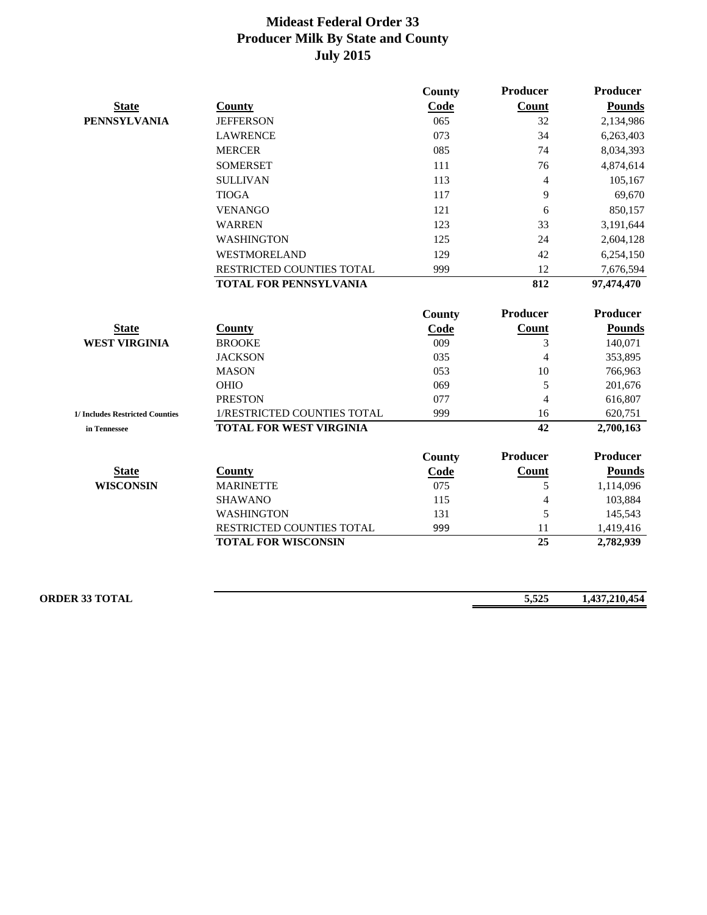# Mideast Federal Order 33
## Producer Milk By State and County
## July 2015

| State | County | County Code | Producer Count | Producer Pounds |
|---|---|---|---|---|
| PENNSYLVANIA | JEFFERSON | 065 | 32 | 2,134,986 |
| | LAWRENCE | 073 | 34 | 6,263,403 |
| | MERCER | 085 | 74 | 8,034,393 |
| | SOMERSET | 111 | 76 | 4,874,614 |
| | SULLIVAN | 113 | 4 | 105,167 |
| | TIOGA | 117 | 9 | 69,670 |
| | VENANGO | 121 | 6 | 850,157 |
| | WARREN | 123 | 33 | 3,191,644 |
| | WASHINGTON | 125 | 24 | 2,604,128 |
| | WESTMORELAND | 129 | 42 | 6,254,150 |
| | RESTRICTED COUNTIES TOTAL | 999 | 12 | 7,676,594 |
| | **TOTAL FOR PENNSYLVANIA** | | **812** | **97,474,470** |

| State | County | County Code | Producer Count | Producer Pounds |
|---|---|---|---|---|
| WEST VIRGINIA | BROOKE | 009 | 3 | 140,071 |
| | JACKSON | 035 | 4 | 353,895 |
| | MASON | 053 | 10 | 766,963 |
| | OHIO | 069 | 5 | 201,676 |
| | PRESTON | 077 | 4 | 616,807 |
| 1/ Includes Restricted Counties | 1/RESTRICTED COUNTIES TOTAL | 999 | 16 | 620,751 |
| in Tennessee | **TOTAL FOR WEST VIRGINIA** | | **42** | **2,700,163** |

| State | County | County Code | Producer Count | Producer Pounds |
|---|---|---|---|---|
| WISCONSIN | MARINETTE | 075 | 5 | 1,114,096 |
| | SHAWANO | 115 | 4 | 103,884 |
| | WASHINGTON | 131 | 5 | 145,543 |
| | RESTRICTED COUNTIES TOTAL | 999 | 11 | 1,419,416 |
| | **TOTAL FOR WISCONSIN** | | **25** | **2,782,939** |

| | | | | |
|---|---|---|---|---|
| **ORDER 33 TOTAL** | | | **5,525** | **1,437,210,454** |